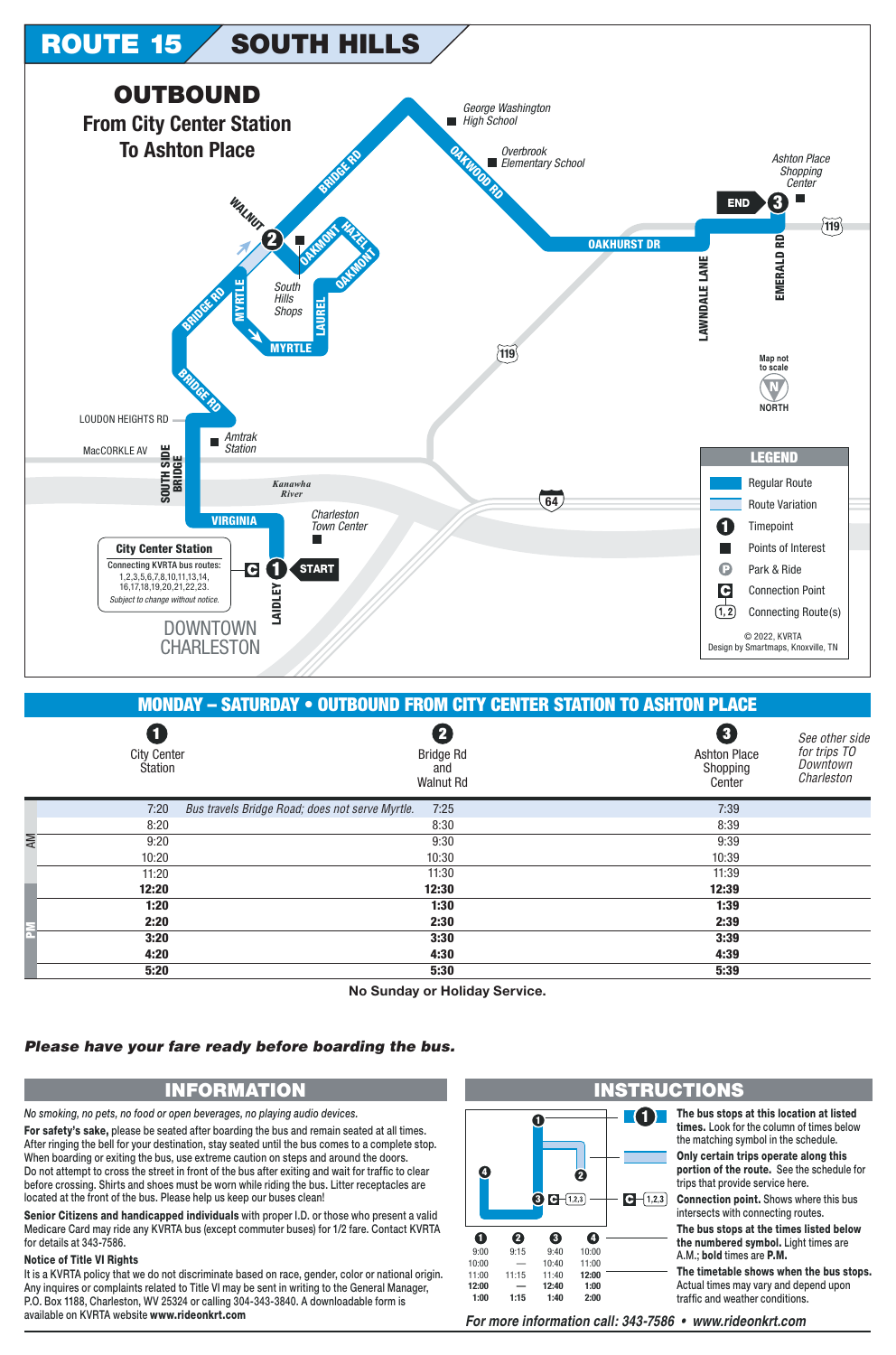# ROUTE 15 SOUTH HILLS

## OUTBOUND
### From City Center Station To Ashton Place

George Washington High School

Overbrook Elementary School

Ashton Place Shopping Center

END 3

119

OAKWOOD RD

BRIDGE RD

WALNUT

2

OAKMONT

HAZEL

OAKMONT

OAKHURST DR

LAWNDALE LANE

EMERALD RD

South Hills Shops

MYRTLE

LAUREL

MYRTLE

BRIDGE RD

BRIDGE RD

119

Map not to scale

NORTH

LOUDON HEIGHTS RD

Amtrak Station

MacCORKLE AV

SOUTH SIDE BRIDGE

Kanawha River

64

VIRGINIA

Charleston Town Center

**City Center Station**
Connecting KVRTA bus routes:
1,2,3,5,6,7,8,10,11,13,14,
16,17,18,19,20,21,22,23.
*Subject to change without notice.*

C 1 START

LAIDLEY

DOWNTOWN CHARLESTON

**LEGEND**
- Regular Route
- Route Variation
- Timepoint
- Points of Interest
- Park & Ride
- Connection Point
- Connecting Route(s)

© 2022, KVRTA
Design by Smartmaps, Knoxville, TN

## MONDAY – SATURDAY • OUTBOUND FROM CITY CENTER STATION TO ASHTON PLACE

| | 1 City Center Station | | 2 Bridge Rd and Walnut Rd | 3 Ashton Place Shopping Center |
|---|---|---|---|---|
| AM | 7:20 | *Bus travels Bridge Road; does not serve Myrtle.* | 7:25 | 7:39 |
| AM | 8:20 | | 8:30 | 8:39 |
| AM | 9:20 | | 9:30 | 9:39 |
| AM | 10:20 | | 10:30 | 10:39 |
| AM | 11:20 | | 11:30 | 11:39 |
| PM | **12:20** | | **12:30** | **12:39** |
| PM | **1:20** | | **1:30** | **1:39** |
| PM | **2:20** | | **2:30** | **2:39** |
| PM | **3:20** | | **3:30** | **3:39** |
| PM | **4:20** | | **4:30** | **4:39** |
| PM | **5:20** | | **5:30** | **5:39** |

*See other side for trips TO Downtown Charleston*

**No Sunday or Holiday Service.**

***Please have your fare ready before boarding the bus.***

## INFORMATION

*No smoking, no pets, no food or open beverages, no playing audio devices.*

**For safety's sake,** please be seated after boarding the bus and remain seated at all times. After ringing the bell for your destination, stay seated until the bus comes to a complete stop. When boarding or exiting the bus, use extreme caution on steps and around the doors. Do not attempt to cross the street in front of the bus after exiting and wait for traffic to clear before crossing. Shirts and shoes must be worn while riding the bus. Litter receptacles are located at the front of the bus. Please help us keep our buses clean!

**Senior Citizens and handicapped individuals** with proper I.D. or those who present a valid Medicare Card may ride any KVRTA bus (except commuter buses) for 1/2 fare. Contact KVRTA for details at 343-7586.

**Notice of Title VI Rights**

It is a KVRTA policy that we do not discriminate based on race, gender, color or national origin. Any inquires or complaints related to Title VI may be sent in writing to the General Manager, P.O. Box 1188, Charleston, WV 25324 or calling 304-343-3840. A downloadable form is available on KVRTA website **www.rideonkrt.com**

## INSTRUCTIONS

| 1 | 2 | 3 | 4 |
|---|---|---|---|
| 9:00 | 9:15 | 9:40 | 10:00 |
| 10:00 | — | 10:40 | 11:00 |
| 11:00 | 11:15 | 11:40 | **12:00** |
| **12:00** | — | **12:40** | **1:00** |
| **1:00** | **1:15** | **1:40** | **2:00** |

**The bus stops at this location at listed times.** Look for the column of times below the matching symbol in the schedule.

**Only certain trips operate along this portion of the route.** See the schedule for trips that provide service here.

**Connection point.** Shows where this bus intersects with connecting routes.

**The bus stops at the times listed below the numbered symbol.** Light times are A.M.; **bold times are P.M.**

**The timetable shows when the bus stops.** Actual times may vary and depend upon traffic and weather conditions.

***For more information call: 343-7586 • www.rideonkrt.com***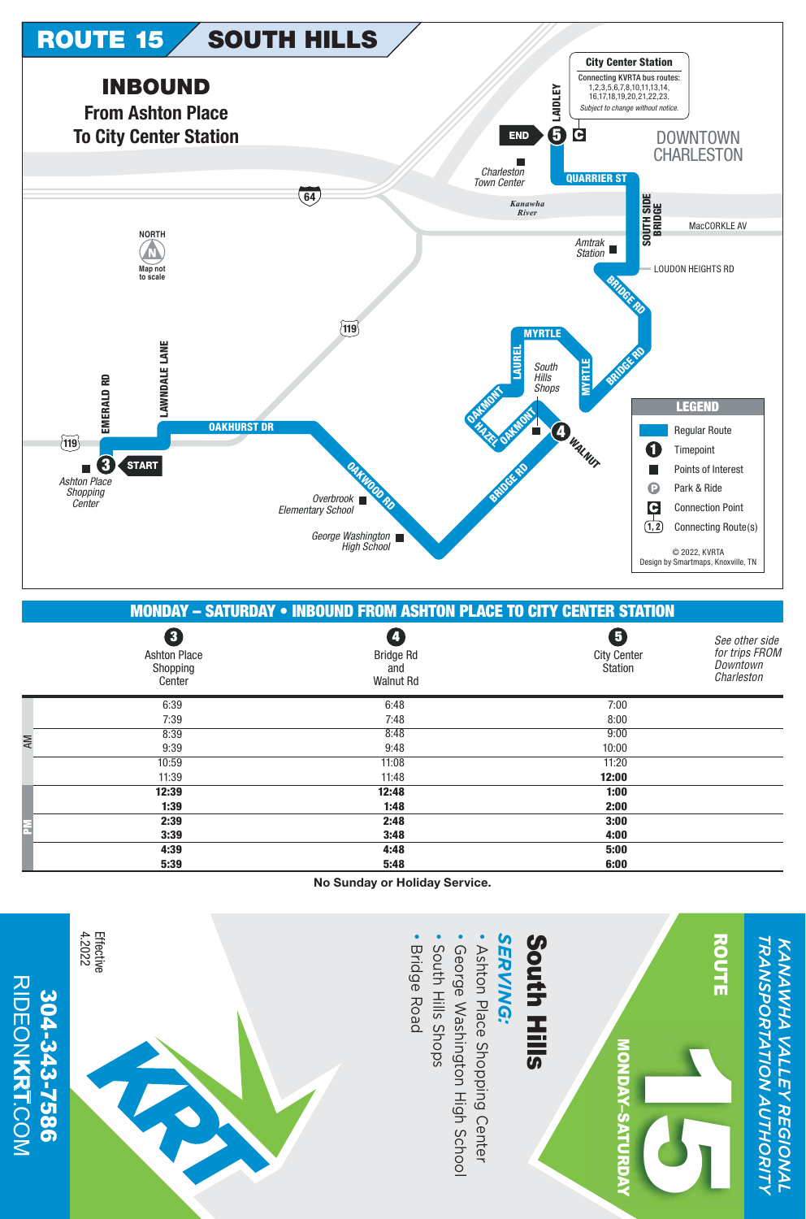# ROUTE 15 SOUTH HILLS

## INBOUND

**From Ashton Place To City Center Station**

City Center Station
Connecting KVRTA bus routes: 1,2,3,5,6,7,8,10,11,13,14,16,17,18,19,20,21,22,23.
*Subject to change without notice.*

DOWNTOWN CHARLESTON

START — 3 Ashton Place Shopping Center

4 Bridge Rd and Walnut Rd

END — 5 City Center Station

EMERALD RD
LAWNDALE LANE
OAKHURST DR
OAKWOOD RD
BRIDGE RD
WALNUT
OAKMONT
HAZEL
LAUREL
MYRTLE
LAIDLEY
QUARRIER ST
SOUTH SIDE BRIDGE
MacCORKLE AV
LOUDON HEIGHTS RD

*Charleston Town Center*
*Kanawha River*
*Amtrak Station*
*South Hills Shops*
*Overbrook Elementary School*
*George Washington High School*
*Ashton Place Shopping Center*

64
119

NORTH
Map not to scale

**LEGEND**
- Regular Route
- Timepoint
- Points of Interest
- Park & Ride
- Connection Point
- Connecting Route(s)

© 2022, KVRTA
Design by Smartmaps, Knoxville, TN

## MONDAY – SATURDAY • INBOUND FROM ASHTON PLACE TO CITY CENTER STATION

| | 3 Ashton Place Shopping Center | 4 Bridge Rd and Walnut Rd | 5 City Center Station |
|---|---|---|---|
| AM | 6:39 | 6:48 | 7:00 |
| AM | 7:39 | 7:48 | 8:00 |
| AM | 8:39 | 8:48 | 9:00 |
| AM | 9:39 | 9:48 | 10:00 |
| AM | 10:59 | 11:08 | 11:20 |
| AM | 11:39 | 11:48 | **12:00** |
| PM | **12:39** | **12:48** | **1:00** |
| PM | **1:39** | **1:48** | **2:00** |
| PM | **2:39** | **2:48** | **3:00** |
| PM | **3:39** | **3:48** | **4:00** |
| PM | **4:39** | **4:48** | **5:00** |
| PM | **5:39** | **5:48** | **6:00** |

*See other side for trips FROM Downtown Charleston*

**No Sunday or Holiday Service.**

*KANAWHA VALLEY REGIONAL TRANSPORTATION AUTHORITY*

**ROUTE 15**

**MONDAY–SATURDAY**

# South Hills

*SERVING:*
- Ashton Place Shopping Center
- George Washington High School
- South Hills Shops
- Bridge Road

Effective 4.2022

KRT

**304-343-7586**

RIDEON**KRT**.COM